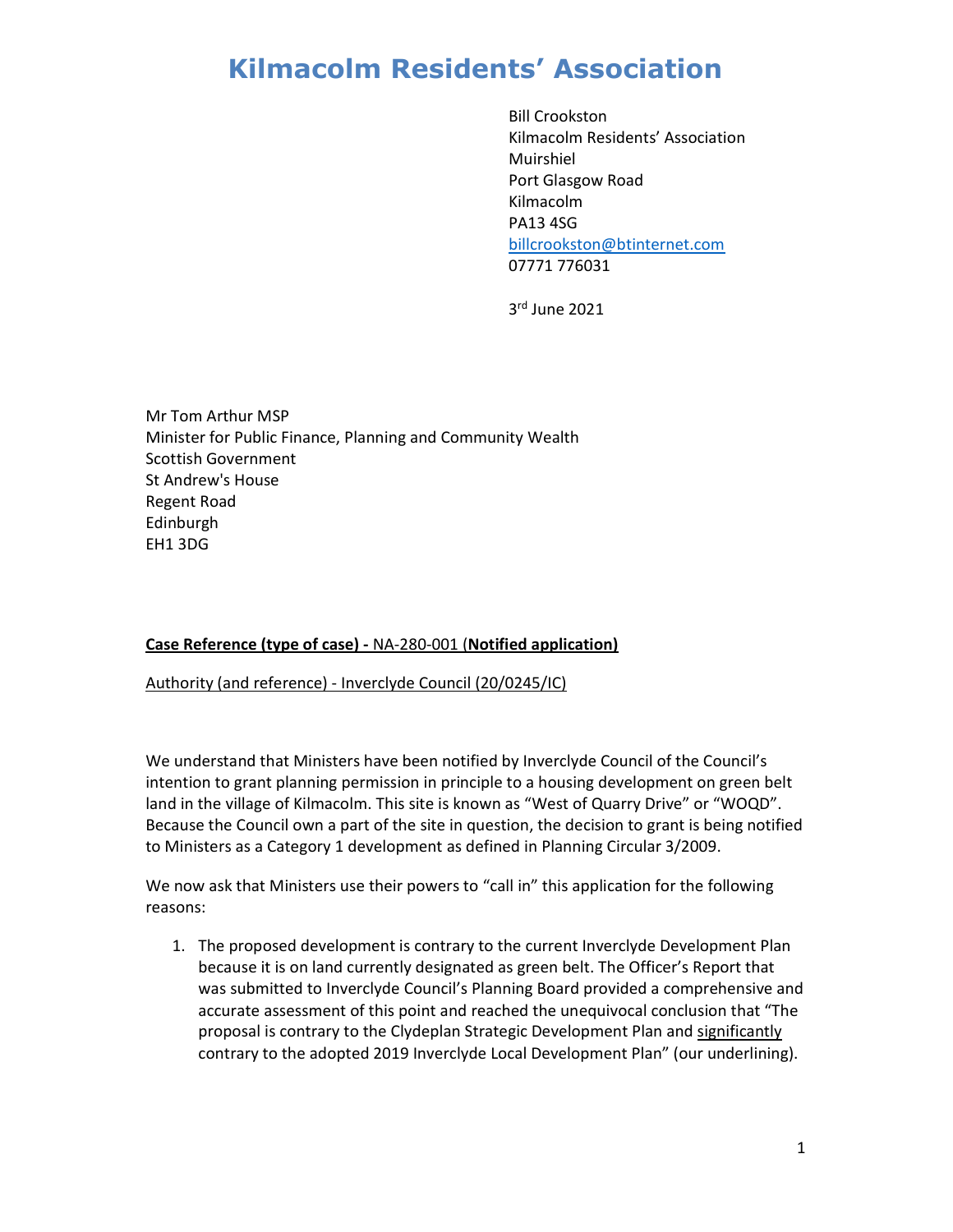# Kilmacolm Residents' Association

Bill Crookston
Kilmacolm Residents' Association
Muirshiel
Port Glasgow Road
Kilmacolm
PA13 4SG
billcrookston@btinternet.com
07771 776031

3rd June 2021

Mr Tom Arthur MSP
Minister for Public Finance, Planning and Community Wealth
Scottish Government
St Andrew's House
Regent Road
Edinburgh
EH1 3DG

**Case Reference (type of case) -** NA-280-001 (**Notified application)**

Authority (and reference) - Inverclyde Council (20/0245/IC)

We understand that Ministers have been notified by Inverclyde Council of the Council's intention to grant planning permission in principle to a housing development on green belt land in the village of Kilmacolm. This site is known as "West of Quarry Drive" or "WOQD". Because the Council own a part of the site in question, the decision to grant is being notified to Ministers as a Category 1 development as defined in Planning Circular 3/2009.

We now ask that Ministers use their powers to "call in" this application for the following reasons:

1. The proposed development is contrary to the current Inverclyde Development Plan because it is on land currently designated as green belt. The Officer's Report that was submitted to Inverclyde Council's Planning Board provided a comprehensive and accurate assessment of this point and reached the unequivocal conclusion that "The proposal is contrary to the Clydeplan Strategic Development Plan and significantly contrary to the adopted 2019 Inverclyde Local Development Plan" (our underlining).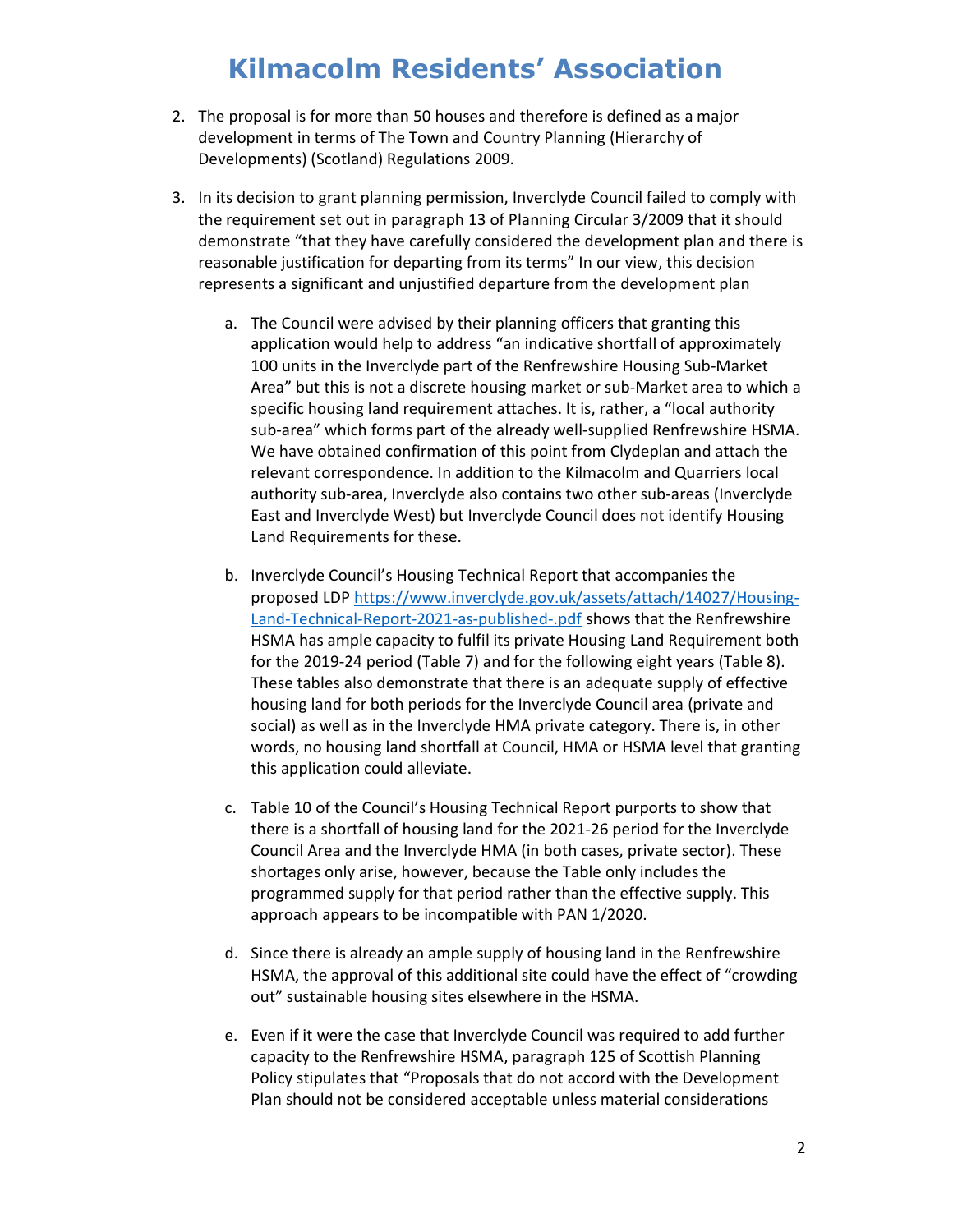2. The proposal is for more than 50 houses and therefore is defined as a major development in terms of The Town and Country Planning (Hierarchy of Developments) (Scotland) Regulations 2009.

3. In its decision to grant planning permission, Inverclyde Council failed to comply with the requirement set out in paragraph 13 of Planning Circular 3/2009 that it should demonstrate "that they have carefully considered the development plan and there is reasonable justification for departing from its terms" In our view, this decision represents a significant and unjustified departure from the development plan

   a. The Council were advised by their planning officers that granting this application would help to address "an indicative shortfall of approximately 100 units in the Inverclyde part of the Renfrewshire Housing Sub-Market Area" but this is not a discrete housing market or sub-Market area to which a specific housing land requirement attaches. It is, rather, a "local authority sub-area" which forms part of the already well-supplied Renfrewshire HSMA. We have obtained confirmation of this point from Clydeplan and attach the relevant correspondence. In addition to the Kilmacolm and Quarriers local authority sub-area, Inverclyde also contains two other sub-areas (Inverclyde East and Inverclyde West) but Inverclyde Council does not identify Housing Land Requirements for these.

   b. Inverclyde Council's Housing Technical Report that accompanies the proposed LDP [https://www.inverclyde.gov.uk/assets/attach/14027/Housing-Land-Technical-Report-2021-as-published-.pdf](https://www.inverclyde.gov.uk/assets/attach/14027/Housing-Land-Technical-Report-2021-as-published-.pdf) shows that the Renfrewshire HSMA has ample capacity to fulfil its private Housing Land Requirement both for the 2019-24 period (Table 7) and for the following eight years (Table 8). These tables also demonstrate that there is an adequate supply of effective housing land for both periods for the Inverclyde Council area (private and social) as well as in the Inverclyde HMA private category. There is, in other words, no housing land shortfall at Council, HMA or HSMA level that granting this application could alleviate.

   c. Table 10 of the Council's Housing Technical Report purports to show that there is a shortfall of housing land for the 2021-26 period for the Inverclyde Council Area and the Inverclyde HMA (in both cases, private sector). These shortages only arise, however, because the Table only includes the programmed supply for that period rather than the effective supply. This approach appears to be incompatible with PAN 1/2020.

   d. Since there is already an ample supply of housing land in the Renfrewshire HSMA, the approval of this additional site could have the effect of "crowding out" sustainable housing sites elsewhere in the HSMA.

   e. Even if it were the case that Inverclyde Council was required to add further capacity to the Renfrewshire HSMA, paragraph 125 of Scottish Planning Policy stipulates that "Proposals that do not accord with the Development Plan should not be considered acceptable unless material considerations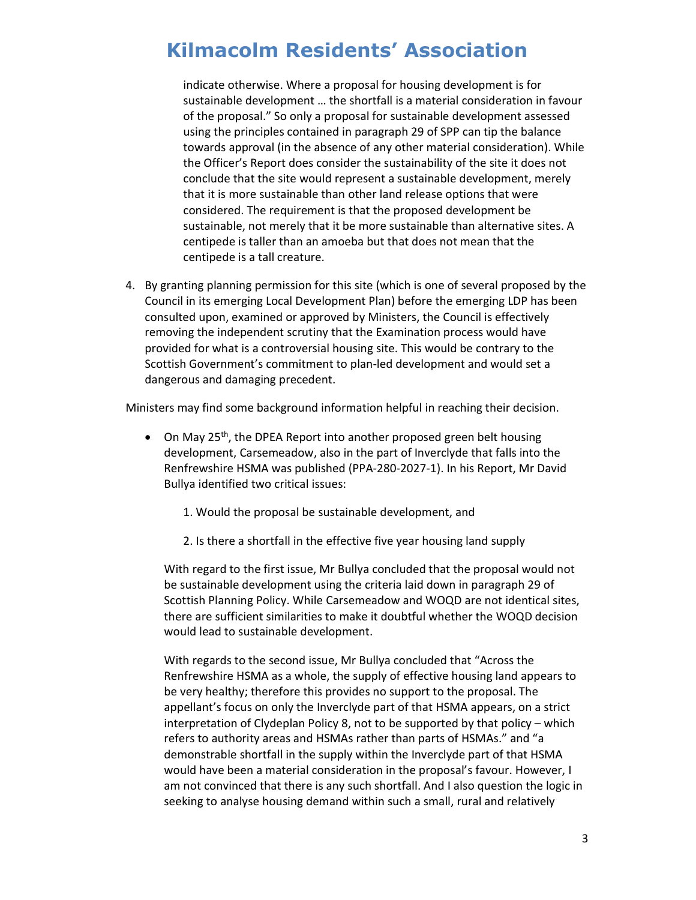indicate otherwise. Where a proposal for housing development is for sustainable development … the shortfall is a material consideration in favour of the proposal." So only a proposal for sustainable development assessed using the principles contained in paragraph 29 of SPP can tip the balance towards approval (in the absence of any other material consideration). While the Officer's Report does consider the sustainability of the site it does not conclude that the site would represent a sustainable development, merely that it is more sustainable than other land release options that were considered. The requirement is that the proposed development be sustainable, not merely that it be more sustainable than alternative sites. A centipede is taller than an amoeba but that does not mean that the centipede is a tall creature.

4. By granting planning permission for this site (which is one of several proposed by the Council in its emerging Local Development Plan) before the emerging LDP has been consulted upon, examined or approved by Ministers, the Council is effectively removing the independent scrutiny that the Examination process would have provided for what is a controversial housing site. This would be contrary to the Scottish Government's commitment to plan-led development and would set a dangerous and damaging precedent.

Ministers may find some background information helpful in reaching their decision.

- On May 25th, the DPEA Report into another proposed green belt housing development, Carsemeadow, also in the part of Inverclyde that falls into the Renfrewshire HSMA was published (PPA-280-2027-1). In his Report, Mr David Bullya identified two critical issues:

    1. Would the proposal be sustainable development, and

    2. Is there a shortfall in the effective five year housing land supply

  With regard to the first issue, Mr Bullya concluded that the proposal would not be sustainable development using the criteria laid down in paragraph 29 of Scottish Planning Policy. While Carsemeadow and WOQD are not identical sites, there are sufficient similarities to make it doubtful whether the WOQD decision would lead to sustainable development.

  With regards to the second issue, Mr Bullya concluded that "Across the Renfrewshire HSMA as a whole, the supply of effective housing land appears to be very healthy; therefore this provides no support to the proposal. The appellant's focus on only the Inverclyde part of that HSMA appears, on a strict interpretation of Clydeplan Policy 8, not to be supported by that policy – which refers to authority areas and HSMAs rather than parts of HSMAs." and "a demonstrable shortfall in the supply within the Inverclyde part of that HSMA would have been a material consideration in the proposal's favour. However, I am not convinced that there is any such shortfall. And I also question the logic in seeking to analyse housing demand within such a small, rural and relatively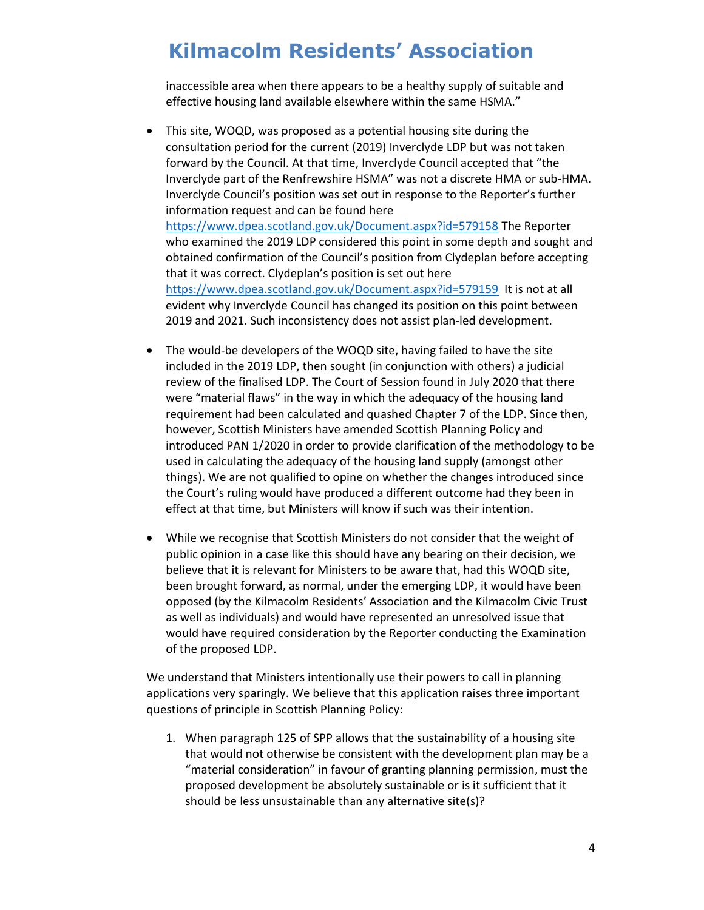inaccessible area when there appears to be a healthy supply of suitable and effective housing land available elsewhere within the same HSMA."

- This site, WOQD, was proposed as a potential housing site during the consultation period for the current (2019) Inverclyde LDP but was not taken forward by the Council. At that time, Inverclyde Council accepted that "the Inverclyde part of the Renfrewshire HSMA" was not a discrete HMA or sub-HMA. Inverclyde Council's position was set out in response to the Reporter's further information request and can be found here https://www.dpea.scotland.gov.uk/Document.aspx?id=579158 The Reporter who examined the 2019 LDP considered this point in some depth and sought and obtained confirmation of the Council's position from Clydeplan before accepting that it was correct. Clydeplan's position is set out here https://www.dpea.scotland.gov.uk/Document.aspx?id=579159 It is not at all evident why Inverclyde Council has changed its position on this point between 2019 and 2021. Such inconsistency does not assist plan-led development.

- The would-be developers of the WOQD site, having failed to have the site included in the 2019 LDP, then sought (in conjunction with others) a judicial review of the finalised LDP. The Court of Session found in July 2020 that there were "material flaws" in the way in which the adequacy of the housing land requirement had been calculated and quashed Chapter 7 of the LDP. Since then, however, Scottish Ministers have amended Scottish Planning Policy and introduced PAN 1/2020 in order to provide clarification of the methodology to be used in calculating the adequacy of the housing land supply (amongst other things). We are not qualified to opine on whether the changes introduced since the Court's ruling would have produced a different outcome had they been in effect at that time, but Ministers will know if such was their intention.

- While we recognise that Scottish Ministers do not consider that the weight of public opinion in a case like this should have any bearing on their decision, we believe that it is relevant for Ministers to be aware that, had this WOQD site, been brought forward, as normal, under the emerging LDP, it would have been opposed (by the Kilmacolm Residents' Association and the Kilmacolm Civic Trust as well as individuals) and would have represented an unresolved issue that would have required consideration by the Reporter conducting the Examination of the proposed LDP.

We understand that Ministers intentionally use their powers to call in planning applications very sparingly. We believe that this application raises three important questions of principle in Scottish Planning Policy:

1. When paragraph 125 of SPP allows that the sustainability of a housing site that would not otherwise be consistent with the development plan may be a "material consideration" in favour of granting planning permission, must the proposed development be absolutely sustainable or is it sufficient that it should be less unsustainable than any alternative site(s)?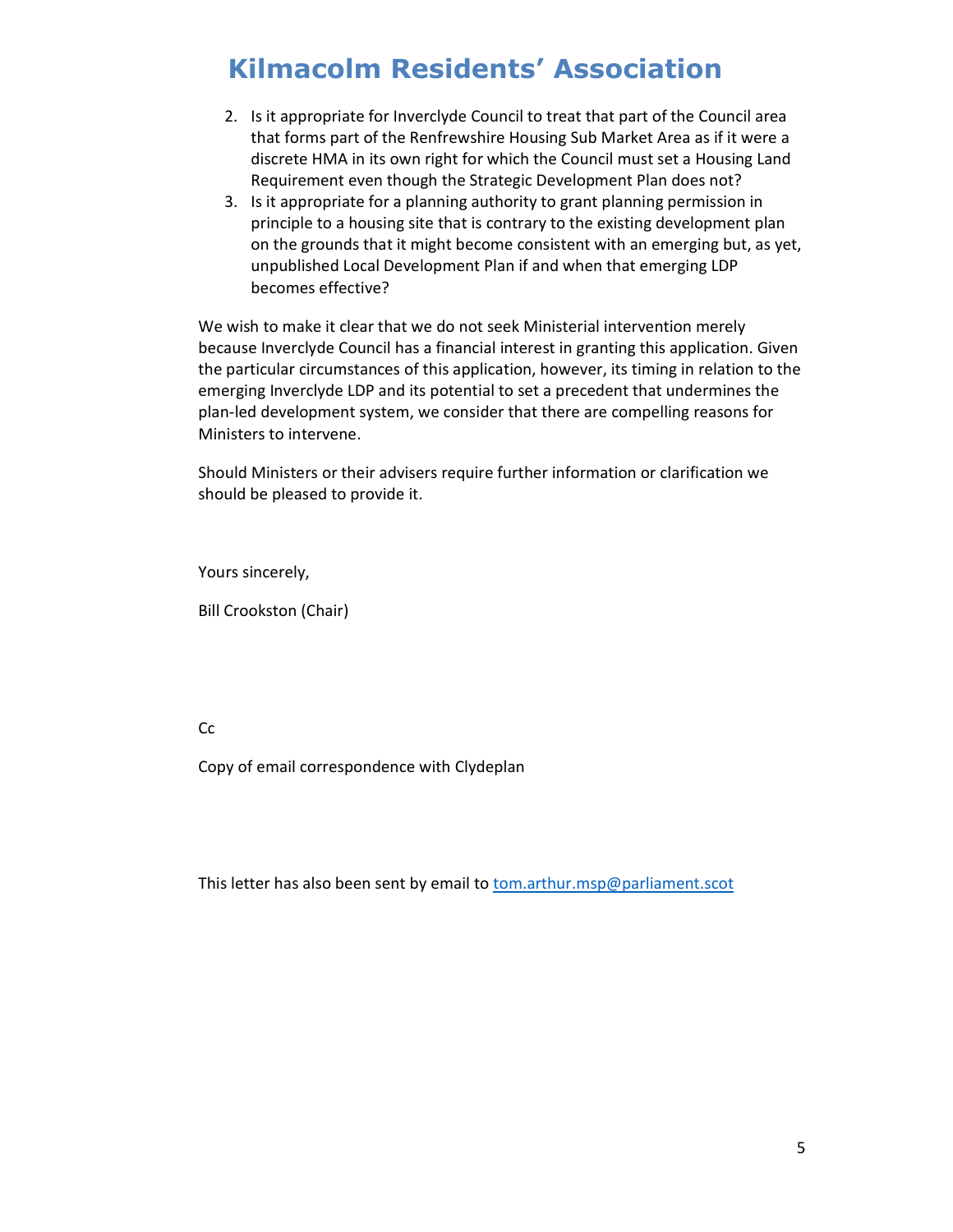# Kilmacolm Residents' Association

2. Is it appropriate for Inverclyde Council to treat that part of the Council area that forms part of the Renfrewshire Housing Sub Market Area as if it were a discrete HMA in its own right for which the Council must set a Housing Land Requirement even though the Strategic Development Plan does not?
3. Is it appropriate for a planning authority to grant planning permission in principle to a housing site that is contrary to the existing development plan on the grounds that it might become consistent with an emerging but, as yet, unpublished Local Development Plan if and when that emerging LDP becomes effective?

We wish to make it clear that we do not seek Ministerial intervention merely because Inverclyde Council has a financial interest in granting this application. Given the particular circumstances of this application, however, its timing in relation to the emerging Inverclyde LDP and its potential to set a precedent that undermines the plan-led development system, we consider that there are compelling reasons for Ministers to intervene.

Should Ministers or their advisers require further information or clarification we should be pleased to provide it.

Yours sincerely,

Bill Crookston (Chair)

Cc

Copy of email correspondence with Clydeplan

This letter has also been sent by email to [tom.arthur.msp@parliament.scot](mailto:tom.arthur.msp@parliament.scot)